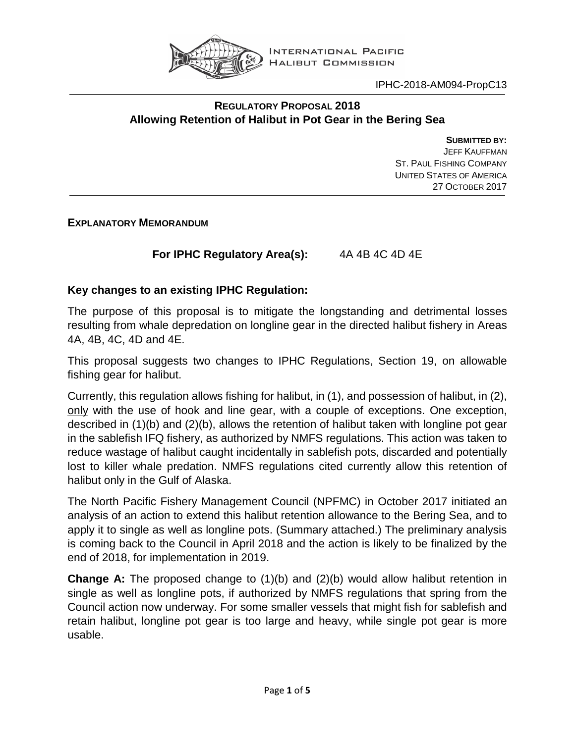INTERNATIONAL PACIFIC HALIBUT COMMISSION

IPHC-2018-AM094-PropC13

# REGULATORY PROPOSAL 2018
# Allowing Retention of Halibut in Pot Gear in the Bering Sea

**SUBMITTED BY:**
JEFF KAUFFMAN
ST. PAUL FISHING COMPANY
UNITED STATES OF AMERICA
27 OCTOBER 2017

## EXPLANATORY MEMORANDUM

**For IPHC Regulatory Area(s):** 4A 4B 4C 4D 4E

### Key changes to an existing IPHC Regulation:

The purpose of this proposal is to mitigate the longstanding and detrimental losses resulting from whale depredation on longline gear in the directed halibut fishery in Areas 4A, 4B, 4C, 4D and 4E.

This proposal suggests two changes to IPHC Regulations, Section 19, on allowable fishing gear for halibut.

Currently, this regulation allows fishing for halibut, in (1), and possession of halibut, in (2), only with the use of hook and line gear, with a couple of exceptions. One exception, described in (1)(b) and (2)(b), allows the retention of halibut taken with longline pot gear in the sablefish IFQ fishery, as authorized by NMFS regulations. This action was taken to reduce wastage of halibut caught incidentally in sablefish pots, discarded and potentially lost to killer whale predation. NMFS regulations cited currently allow this retention of halibut only in the Gulf of Alaska.

The North Pacific Fishery Management Council (NPFMC) in October 2017 initiated an analysis of an action to extend this halibut retention allowance to the Bering Sea, and to apply it to single as well as longline pots. (Summary attached.) The preliminary analysis is coming back to the Council in April 2018 and the action is likely to be finalized by the end of 2018, for implementation in 2019.

**Change A:** The proposed change to (1)(b) and (2)(b) would allow halibut retention in single as well as longline pots, if authorized by NMFS regulations that spring from the Council action now underway. For some smaller vessels that might fish for sablefish and retain halibut, longline pot gear is too large and heavy, while single pot gear is more usable.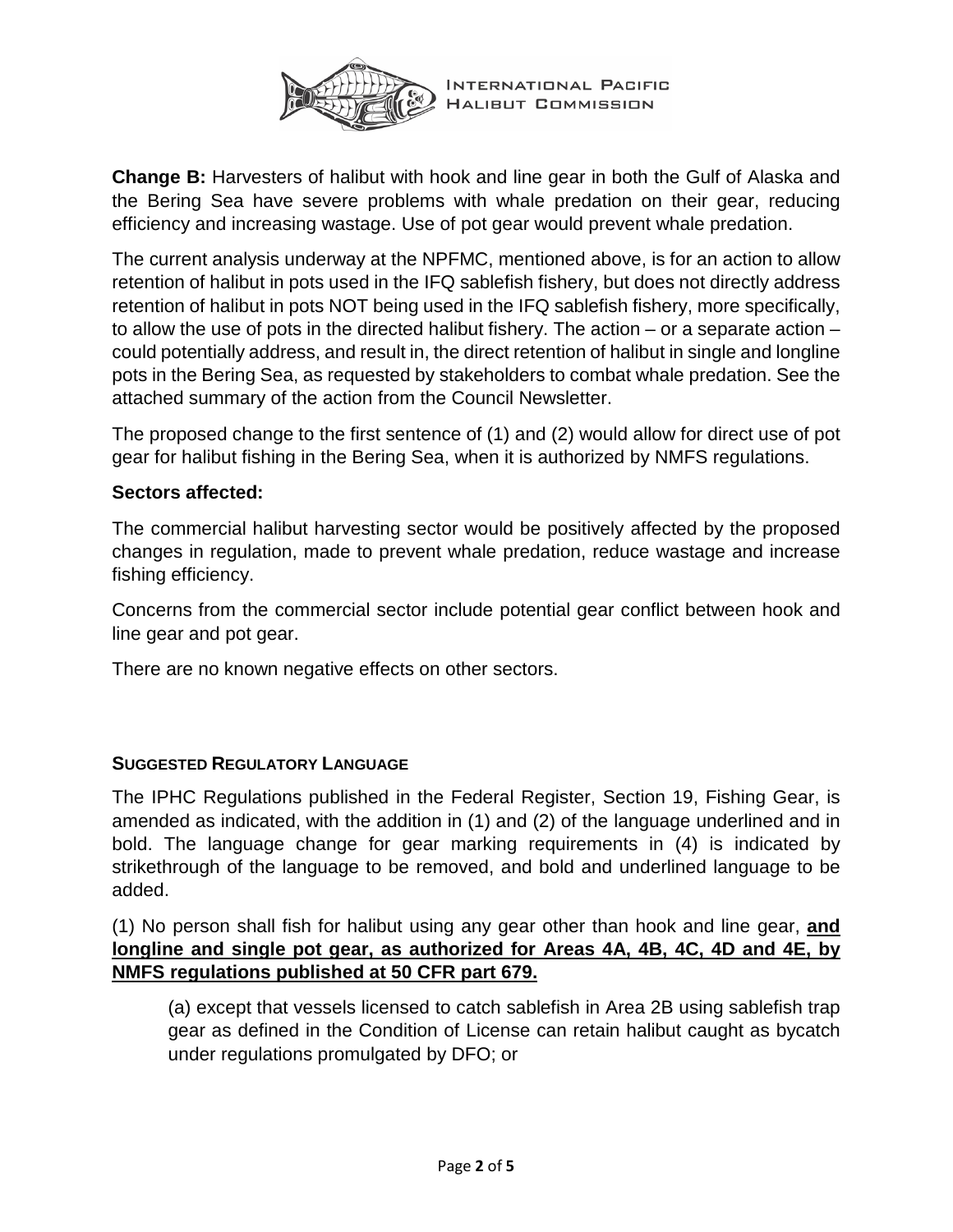**Change B:** Harvesters of halibut with hook and line gear in both the Gulf of Alaska and the Bering Sea have severe problems with whale predation on their gear, reducing efficiency and increasing wastage. Use of pot gear would prevent whale predation.

The current analysis underway at the NPFMC, mentioned above, is for an action to allow retention of halibut in pots used in the IFQ sablefish fishery, but does not directly address retention of halibut in pots NOT being used in the IFQ sablefish fishery, more specifically, to allow the use of pots in the directed halibut fishery. The action – or a separate action – could potentially address, and result in, the direct retention of halibut in single and longline pots in the Bering Sea, as requested by stakeholders to combat whale predation. See the attached summary of the action from the Council Newsletter.

The proposed change to the first sentence of (1) and (2) would allow for direct use of pot gear for halibut fishing in the Bering Sea, when it is authorized by NMFS regulations.

**Sectors affected:**

The commercial halibut harvesting sector would be positively affected by the proposed changes in regulation, made to prevent whale predation, reduce wastage and increase fishing efficiency.

Concerns from the commercial sector include potential gear conflict between hook and line gear and pot gear.

There are no known negative effects on other sectors.

### SUGGESTED REGULATORY LANGUAGE

The IPHC Regulations published in the Federal Register, Section 19, Fishing Gear, is amended as indicated, with the addition in (1) and (2) of the language underlined and in bold. The language change for gear marking requirements in (4) is indicated by strikethrough of the language to be removed, and bold and underlined language to be added.

(1) No person shall fish for halibut using any gear other than hook and line gear, <u>**and longline and single pot gear, as authorized for Areas 4A, 4B, 4C, 4D and 4E, by NMFS regulations published at 50 CFR part 679.**</u>

> (a) except that vessels licensed to catch sablefish in Area 2B using sablefish trap gear as defined in the Condition of License can retain halibut caught as bycatch under regulations promulgated by DFO; or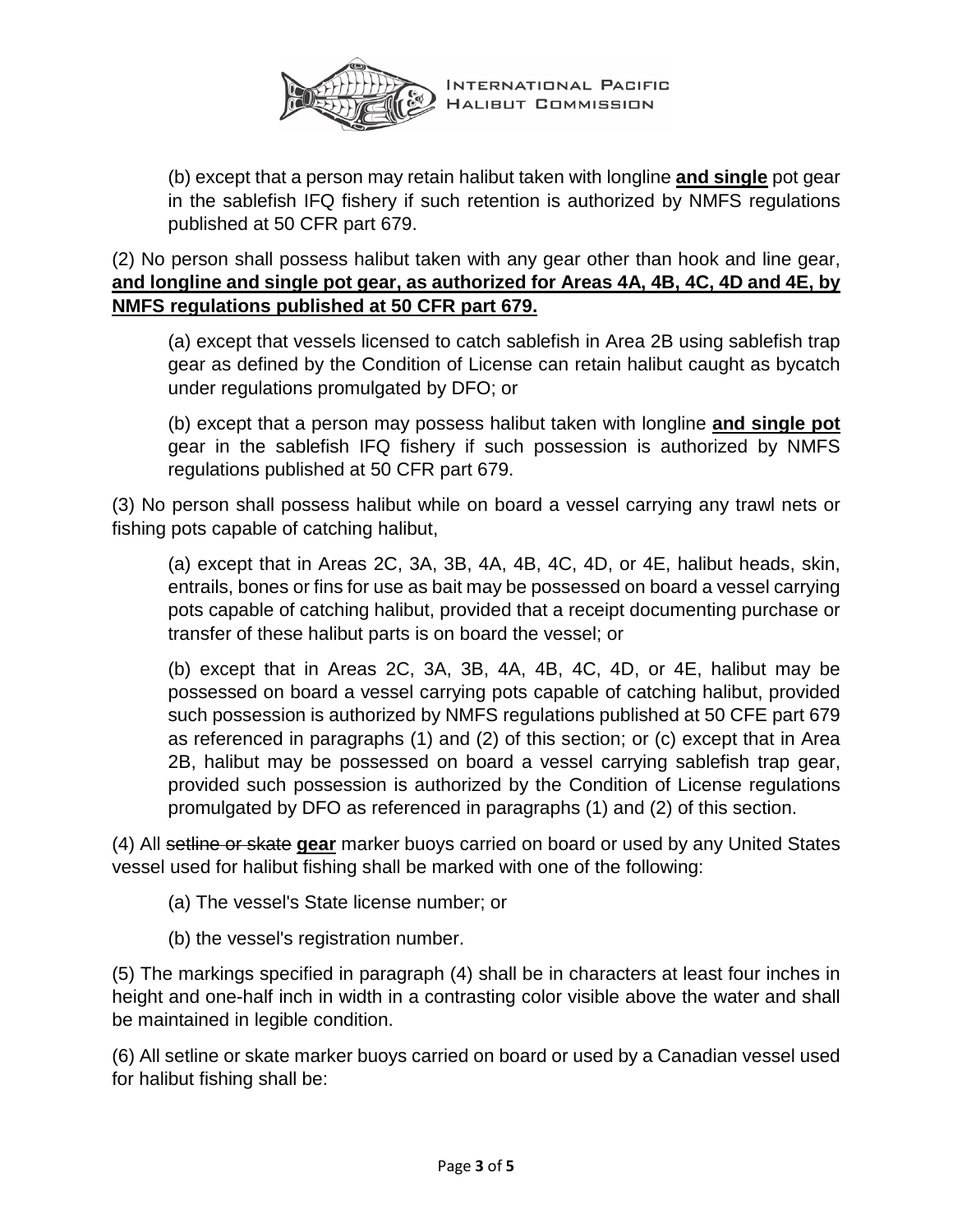(b) except that a person may retain halibut taken with longline **<u>and single</u>** pot gear in the sablefish IFQ fishery if such retention is authorized by NMFS regulations published at 50 CFR part 679.

(2) No person shall possess halibut taken with any gear other than hook and line gear, **<u>and longline and single pot gear, as authorized for Areas 4A, 4B, 4C, 4D and 4E, by NMFS regulations published at 50 CFR part 679.</u>**

(a) except that vessels licensed to catch sablefish in Area 2B using sablefish trap gear as defined by the Condition of License can retain halibut caught as bycatch under regulations promulgated by DFO; or

(b) except that a person may possess halibut taken with longline **<u>and single pot</u>** gear in the sablefish IFQ fishery if such possession is authorized by NMFS regulations published at 50 CFR part 679.

(3) No person shall possess halibut while on board a vessel carrying any trawl nets or fishing pots capable of catching halibut,

(a) except that in Areas 2C, 3A, 3B, 4A, 4B, 4C, 4D, or 4E, halibut heads, skin, entrails, bones or fins for use as bait may be possessed on board a vessel carrying pots capable of catching halibut, provided that a receipt documenting purchase or transfer of these halibut parts is on board the vessel; or

(b) except that in Areas 2C, 3A, 3B, 4A, 4B, 4C, 4D, or 4E, halibut may be possessed on board a vessel carrying pots capable of catching halibut, provided such possession is authorized by NMFS regulations published at 50 CFE part 679 as referenced in paragraphs (1) and (2) of this section; or (c) except that in Area 2B, halibut may be possessed on board a vessel carrying sablefish trap gear, provided such possession is authorized by the Condition of License regulations promulgated by DFO as referenced in paragraphs (1) and (2) of this section.

(4) All ~~setline or skate~~ **<u>gear</u>** marker buoys carried on board or used by any United States vessel used for halibut fishing shall be marked with one of the following:

(a) The vessel's State license number; or

(b) the vessel's registration number.

(5) The markings specified in paragraph (4) shall be in characters at least four inches in height and one-half inch in width in a contrasting color visible above the water and shall be maintained in legible condition.

(6) All setline or skate marker buoys carried on board or used by a Canadian vessel used for halibut fishing shall be: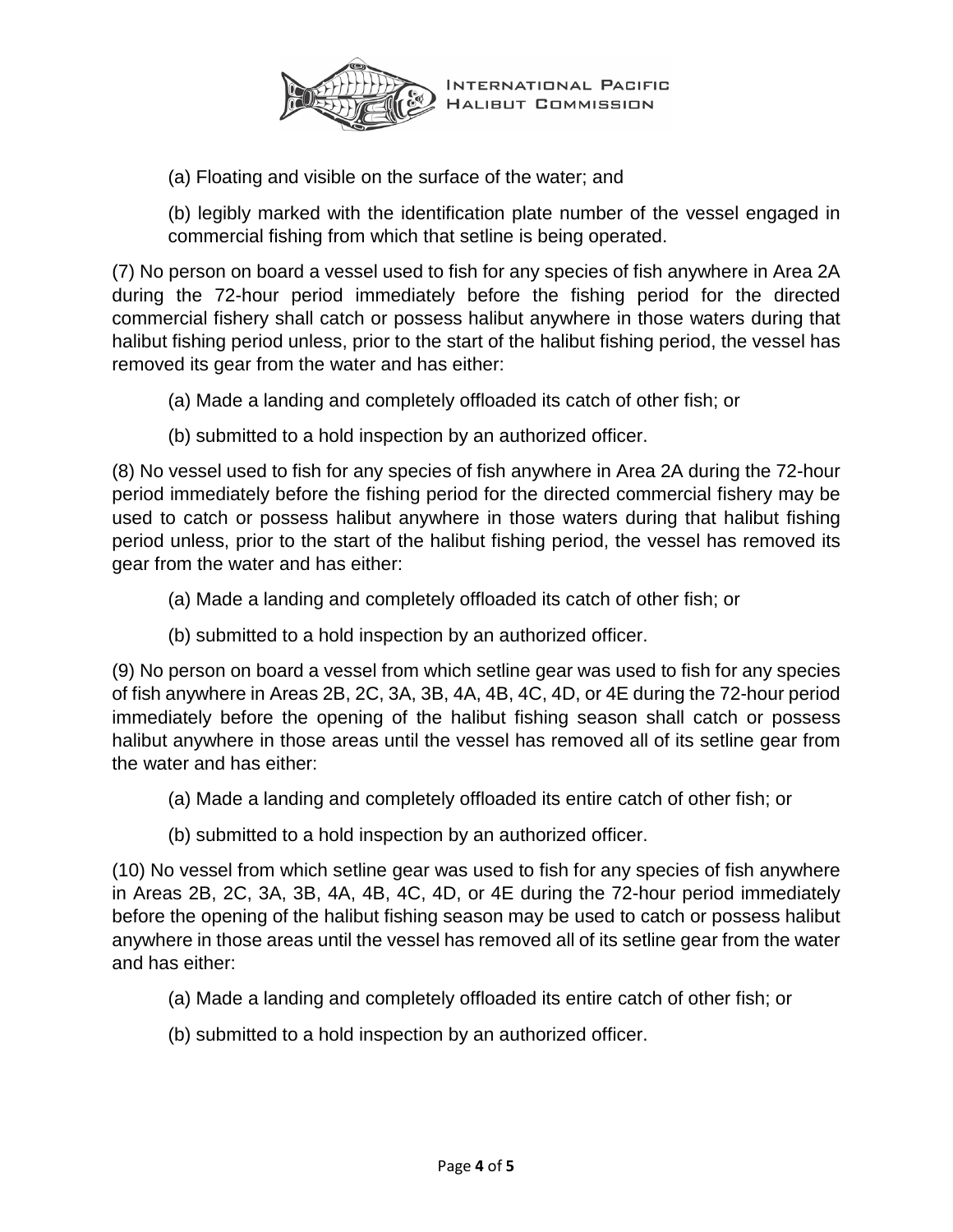(a) Floating and visible on the surface of the water; and

(b) legibly marked with the identification plate number of the vessel engaged in commercial fishing from which that setline is being operated.

(7) No person on board a vessel used to fish for any species of fish anywhere in Area 2A during the 72-hour period immediately before the fishing period for the directed commercial fishery shall catch or possess halibut anywhere in those waters during that halibut fishing period unless, prior to the start of the halibut fishing period, the vessel has removed its gear from the water and has either:

(a) Made a landing and completely offloaded its catch of other fish; or

(b) submitted to a hold inspection by an authorized officer.

(8) No vessel used to fish for any species of fish anywhere in Area 2A during the 72-hour period immediately before the fishing period for the directed commercial fishery may be used to catch or possess halibut anywhere in those waters during that halibut fishing period unless, prior to the start of the halibut fishing period, the vessel has removed its gear from the water and has either:

(a) Made a landing and completely offloaded its catch of other fish; or

(b) submitted to a hold inspection by an authorized officer.

(9) No person on board a vessel from which setline gear was used to fish for any species of fish anywhere in Areas 2B, 2C, 3A, 3B, 4A, 4B, 4C, 4D, or 4E during the 72-hour period immediately before the opening of the halibut fishing season shall catch or possess halibut anywhere in those areas until the vessel has removed all of its setline gear from the water and has either:

(a) Made a landing and completely offloaded its entire catch of other fish; or

(b) submitted to a hold inspection by an authorized officer.

(10) No vessel from which setline gear was used to fish for any species of fish anywhere in Areas 2B, 2C, 3A, 3B, 4A, 4B, 4C, 4D, or 4E during the 72-hour period immediately before the opening of the halibut fishing season may be used to catch or possess halibut anywhere in those areas until the vessel has removed all of its setline gear from the water and has either:

(a) Made a landing and completely offloaded its entire catch of other fish; or

(b) submitted to a hold inspection by an authorized officer.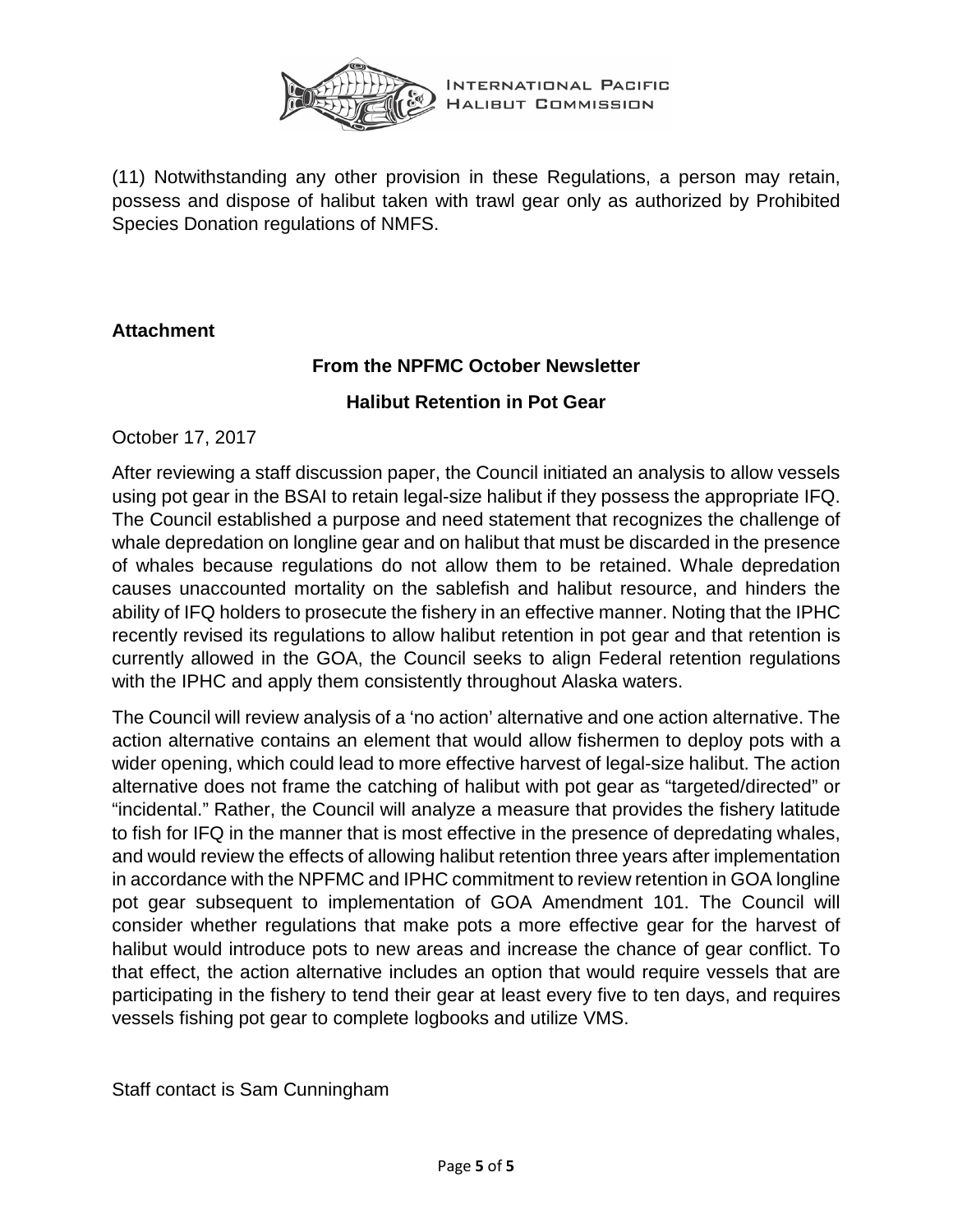(11) Notwithstanding any other provision in these Regulations, a person may retain, possess and dispose of halibut taken with trawl gear only as authorized by Prohibited Species Donation regulations of NMFS.

**Attachment**

**From the NPFMC October Newsletter**

**Halibut Retention in Pot Gear**

October 17, 2017

After reviewing a staff discussion paper, the Council initiated an analysis to allow vessels using pot gear in the BSAI to retain legal-size halibut if they possess the appropriate IFQ. The Council established a purpose and need statement that recognizes the challenge of whale depredation on longline gear and on halibut that must be discarded in the presence of whales because regulations do not allow them to be retained. Whale depredation causes unaccounted mortality on the sablefish and halibut resource, and hinders the ability of IFQ holders to prosecute the fishery in an effective manner. Noting that the IPHC recently revised its regulations to allow halibut retention in pot gear and that retention is currently allowed in the GOA, the Council seeks to align Federal retention regulations with the IPHC and apply them consistently throughout Alaska waters.

The Council will review analysis of a 'no action' alternative and one action alternative. The action alternative contains an element that would allow fishermen to deploy pots with a wider opening, which could lead to more effective harvest of legal-size halibut. The action alternative does not frame the catching of halibut with pot gear as "targeted/directed" or "incidental." Rather, the Council will analyze a measure that provides the fishery latitude to fish for IFQ in the manner that is most effective in the presence of depredating whales, and would review the effects of allowing halibut retention three years after implementation in accordance with the NPFMC and IPHC commitment to review retention in GOA longline pot gear subsequent to implementation of GOA Amendment 101. The Council will consider whether regulations that make pots a more effective gear for the harvest of halibut would introduce pots to new areas and increase the chance of gear conflict. To that effect, the action alternative includes an option that would require vessels that are participating in the fishery to tend their gear at least every five to ten days, and requires vessels fishing pot gear to complete logbooks and utilize VMS.

Staff contact is Sam Cunningham